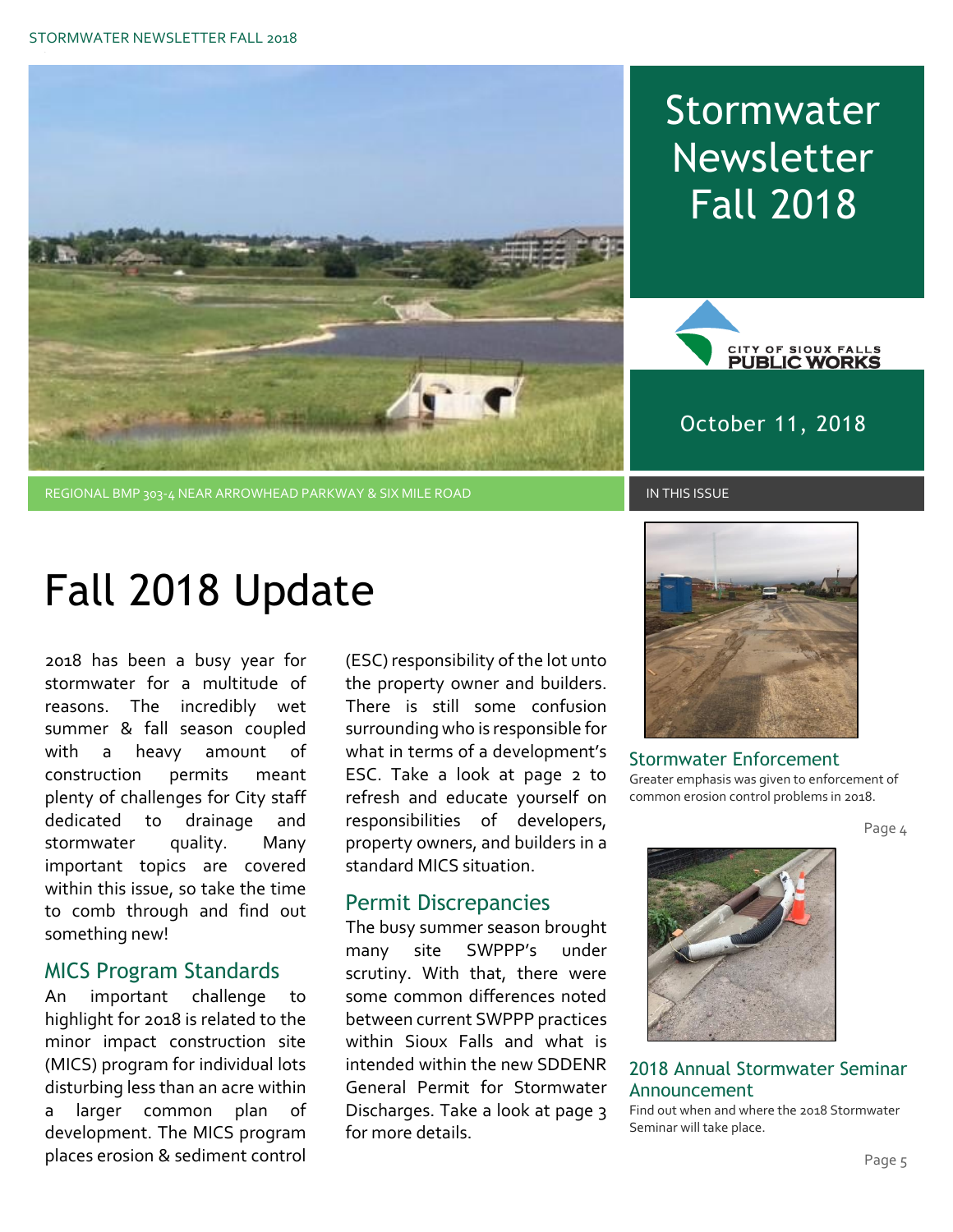# Stormwater Newsletter Fall 2018

CITY OF SIOUX FALLS PUBLIC WORKS

October 11, 2018

REGIONAL BMP 303-4 NEAR ARROWHEAD PARKWAY & SIX MILE ROAD

## Fall 2018 Update

2018 has been a busy year for stormwater for a multitude of reasons. The incredibly wet summer & fall season coupled with a heavy amount of construction permits meant plenty of challenges for City staff dedicated to drainage and stormwater quality. Many important topics are covered within this issue, so take the time to comb through and find out something new!

### MICS Program Standards

An important challenge to highlight for 2018 is related to the minor impact construction site (MICS) program for individual lots disturbing less than an acre within a larger common plan of development. The MICS program places erosion & sediment control (ESC) responsibility of the lot unto the property owner and builders. There is still some confusion surrounding who is responsible for what in terms of a development's ESC. Take a look at page 2 to refresh and educate yourself on responsibilities of developers, property owners, and builders in a standard MICS situation.

### Permit Discrepancies

The busy summer season brought many site SWPPP's under scrutiny. With that, there were some common differences noted between current SWPPP practices within Sioux Falls and what is intended within the new SDDENR General Permit for Stormwater Discharges. Take a look at page 3 for more details.

## IN THIS ISSUE

### Stormwater Enforcement

Greater emphasis was given to enforcement of common erosion control problems in 2018.

Page 4

### 2018 Annual Stormwater Seminar Announcement

Find out when and where the 2018 Stormwater Seminar will take place.

Page 5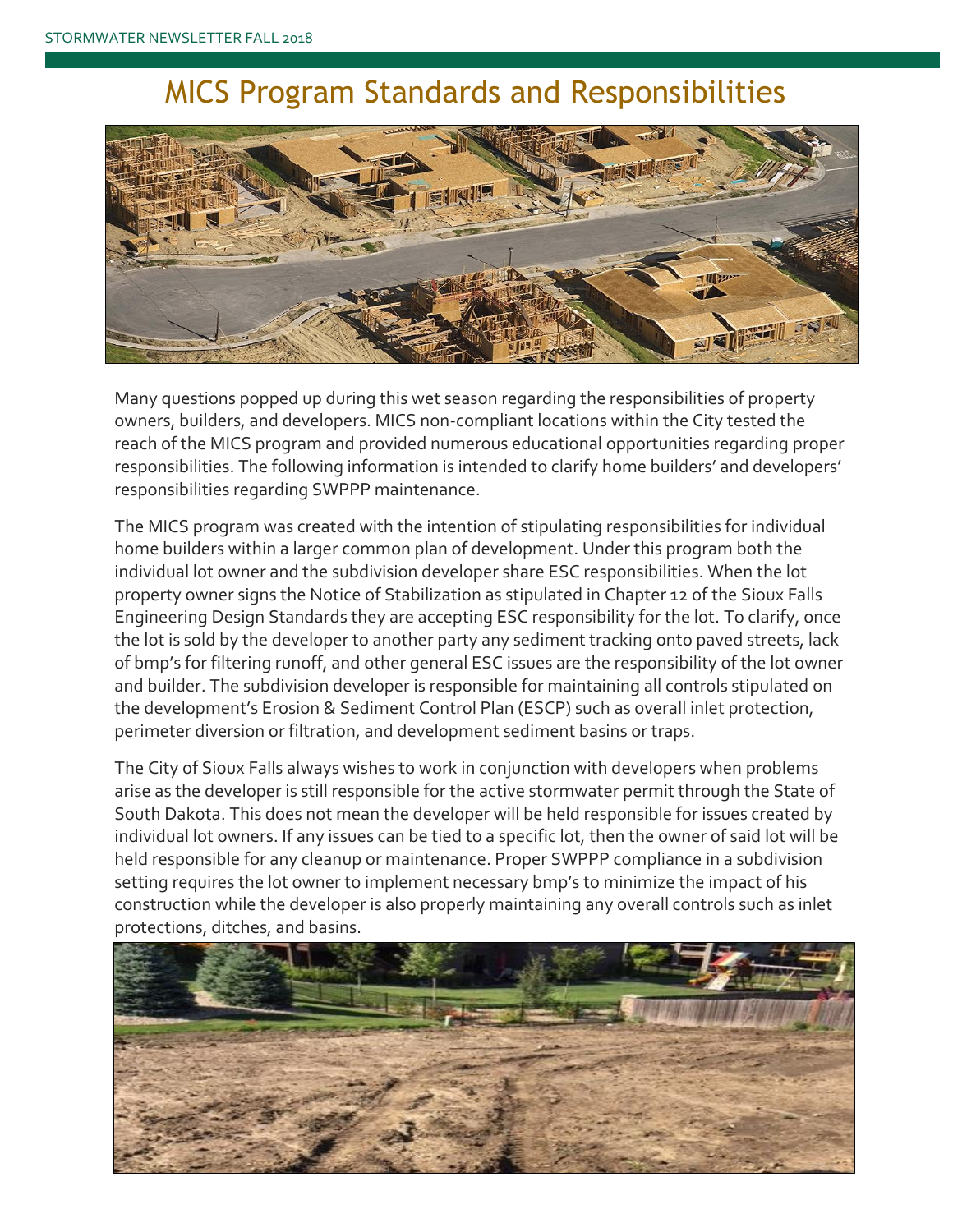# MICS Program Standards and Responsibilities

Many questions popped up during this wet season regarding the responsibilities of property owners, builders, and developers. MICS non-compliant locations within the City tested the reach of the MICS program and provided numerous educational opportunities regarding proper responsibilities. The following information is intended to clarify home builders' and developers' responsibilities regarding SWPPP maintenance.

The MICS program was created with the intention of stipulating responsibilities for individual home builders within a larger common plan of development. Under this program both the individual lot owner and the subdivision developer share ESC responsibilities. When the lot property owner signs the Notice of Stabilization as stipulated in Chapter 12 of the Sioux Falls Engineering Design Standards they are accepting ESC responsibility for the lot. To clarify, once the lot is sold by the developer to another party any sediment tracking onto paved streets, lack of bmp's for filtering runoff, and other general ESC issues are the responsibility of the lot owner and builder. The subdivision developer is responsible for maintaining all controls stipulated on the development's Erosion & Sediment Control Plan (ESCP) such as overall inlet protection, perimeter diversion or filtration, and development sediment basins or traps.

The City of Sioux Falls always wishes to work in conjunction with developers when problems arise as the developer is still responsible for the active stormwater permit through the State of South Dakota. This does not mean the developer will be held responsible for issues created by individual lot owners. If any issues can be tied to a specific lot, then the owner of said lot will be held responsible for any cleanup or maintenance. Proper SWPPP compliance in a subdivision setting requires the lot owner to implement necessary bmp's to minimize the impact of his construction while the developer is also properly maintaining any overall controls such as inlet protections, ditches, and basins.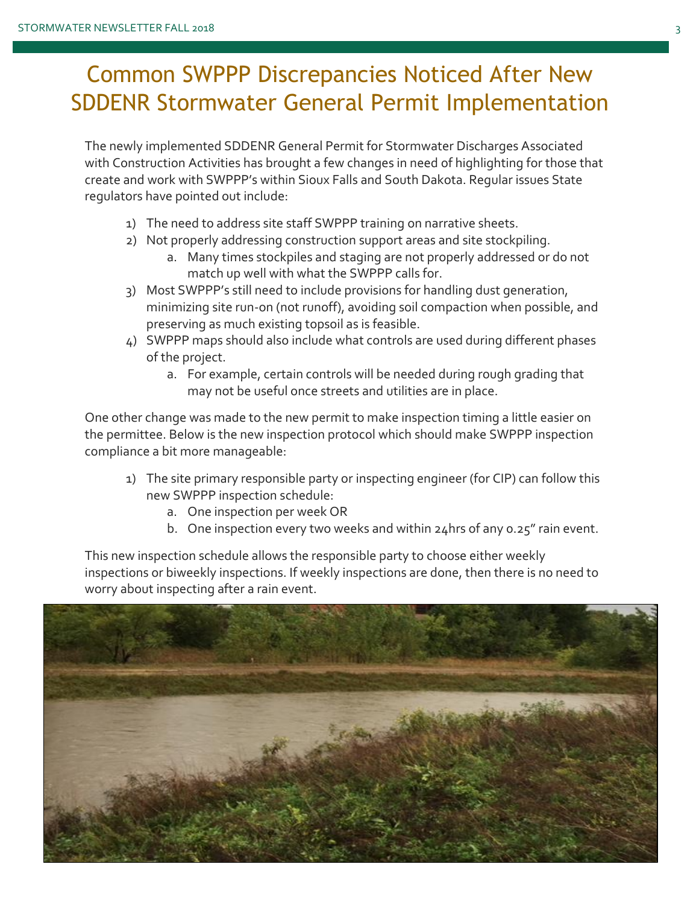# Common SWPPP Discrepancies Noticed After New SDDENR Stormwater General Permit Implementation

The newly implemented SDDENR General Permit for Stormwater Discharges Associated with Construction Activities has brought a few changes in need of highlighting for those that create and work with SWPPP's within Sioux Falls and South Dakota. Regular issues State regulators have pointed out include:

1) The need to address site staff SWPPP training on narrative sheets.
2) Not properly addressing construction support areas and site stockpiling.
   a. Many times stockpiles and staging are not properly addressed or do not match up well with what the SWPPP calls for.
3) Most SWPPP's still need to include provisions for handling dust generation, minimizing site run-on (not runoff), avoiding soil compaction when possible, and preserving as much existing topsoil as is feasible.
4) SWPPP maps should also include what controls are used during different phases of the project.
   a. For example, certain controls will be needed during rough grading that may not be useful once streets and utilities are in place.

One other change was made to the new permit to make inspection timing a little easier on the permittee. Below is the new inspection protocol which should make SWPPP inspection compliance a bit more manageable:

1) The site primary responsible party or inspecting engineer (for CIP) can follow this new SWPPP inspection schedule:
   a. One inspection per week OR
   b. One inspection every two weeks and within 24hrs of any 0.25" rain event.

This new inspection schedule allows the responsible party to choose either weekly inspections or biweekly inspections. If weekly inspections are done, then there is no need to worry about inspecting after a rain event.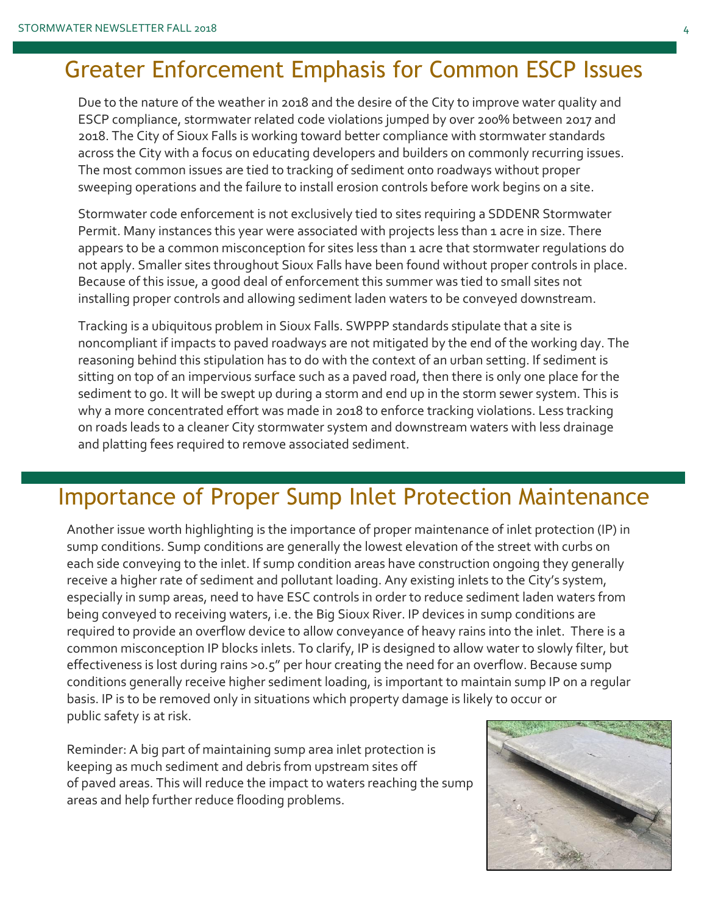## Greater Enforcement Emphasis for Common ESCP Issues

Due to the nature of the weather in 2018 and the desire of the City to improve water quality and ESCP compliance, stormwater related code violations jumped by over 200% between 2017 and 2018. The City of Sioux Falls is working toward better compliance with stormwater standards across the City with a focus on educating developers and builders on commonly recurring issues. The most common issues are tied to tracking of sediment onto roadways without proper sweeping operations and the failure to install erosion controls before work begins on a site.

Stormwater code enforcement is not exclusively tied to sites requiring a SDDENR Stormwater Permit. Many instances this year were associated with projects less than 1 acre in size. There appears to be a common misconception for sites less than 1 acre that stormwater regulations do not apply. Smaller sites throughout Sioux Falls have been found without proper controls in place. Because of this issue, a good deal of enforcement this summer was tied to small sites not installing proper controls and allowing sediment laden waters to be conveyed downstream.

Tracking is a ubiquitous problem in Sioux Falls. SWPPP standards stipulate that a site is noncompliant if impacts to paved roadways are not mitigated by the end of the working day. The reasoning behind this stipulation has to do with the context of an urban setting. If sediment is sitting on top of an impervious surface such as a paved road, then there is only one place for the sediment to go. It will be swept up during a storm and end up in the storm sewer system. This is why a more concentrated effort was made in 2018 to enforce tracking violations. Less tracking on roads leads to a cleaner City stormwater system and downstream waters with less drainage and platting fees required to remove associated sediment.

## Importance of Proper Sump Inlet Protection Maintenance

Another issue worth highlighting is the importance of proper maintenance of inlet protection (IP) in sump conditions. Sump conditions are generally the lowest elevation of the street with curbs on each side conveying to the inlet. If sump condition areas have construction ongoing they generally receive a higher rate of sediment and pollutant loading. Any existing inlets to the City's system, especially in sump areas, need to have ESC controls in order to reduce sediment laden waters from being conveyed to receiving waters, i.e. the Big Sioux River. IP devices in sump conditions are required to provide an overflow device to allow conveyance of heavy rains into the inlet. There is a common misconception IP blocks inlets. To clarify, IP is designed to allow water to slowly filter, but effectiveness is lost during rains >0.5" per hour creating the need for an overflow. Because sump conditions generally receive higher sediment loading, is important to maintain sump IP on a regular basis. IP is to be removed only in situations which property damage is likely to occur or public safety is at risk.

Reminder: A big part of maintaining sump area inlet protection is keeping as much sediment and debris from upstream sites off of paved areas. This will reduce the impact to waters reaching the sump areas and help further reduce flooding problems.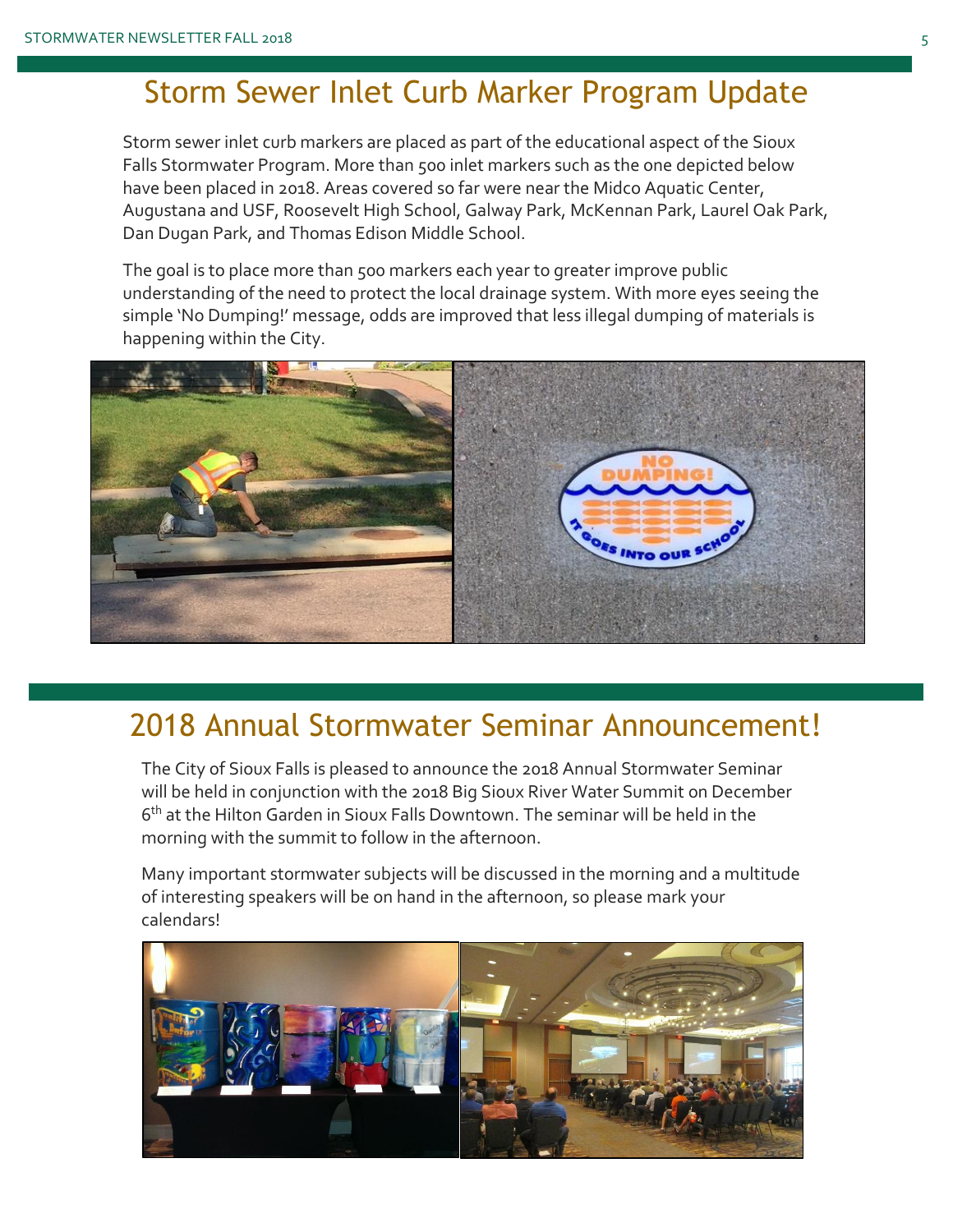## Storm Sewer Inlet Curb Marker Program Update

Storm sewer inlet curb markers are placed as part of the educational aspect of the Sioux Falls Stormwater Program. More than 500 inlet markers such as the one depicted below have been placed in 2018. Areas covered so far were near the Midco Aquatic Center, Augustana and USF, Roosevelt High School, Galway Park, McKennan Park, Laurel Oak Park, Dan Dugan Park, and Thomas Edison Middle School.

The goal is to place more than 500 markers each year to greater improve public understanding of the need to protect the local drainage system. With more eyes seeing the simple 'No Dumping!' message, odds are improved that less illegal dumping of materials is happening within the City.

## 2018 Annual Stormwater Seminar Announcement!

The City of Sioux Falls is pleased to announce the 2018 Annual Stormwater Seminar will be held in conjunction with the 2018 Big Sioux River Water Summit on December 6th at the Hilton Garden in Sioux Falls Downtown. The seminar will be held in the morning with the summit to follow in the afternoon.

Many important stormwater subjects will be discussed in the morning and a multitude of interesting speakers will be on hand in the afternoon, so please mark your calendars!